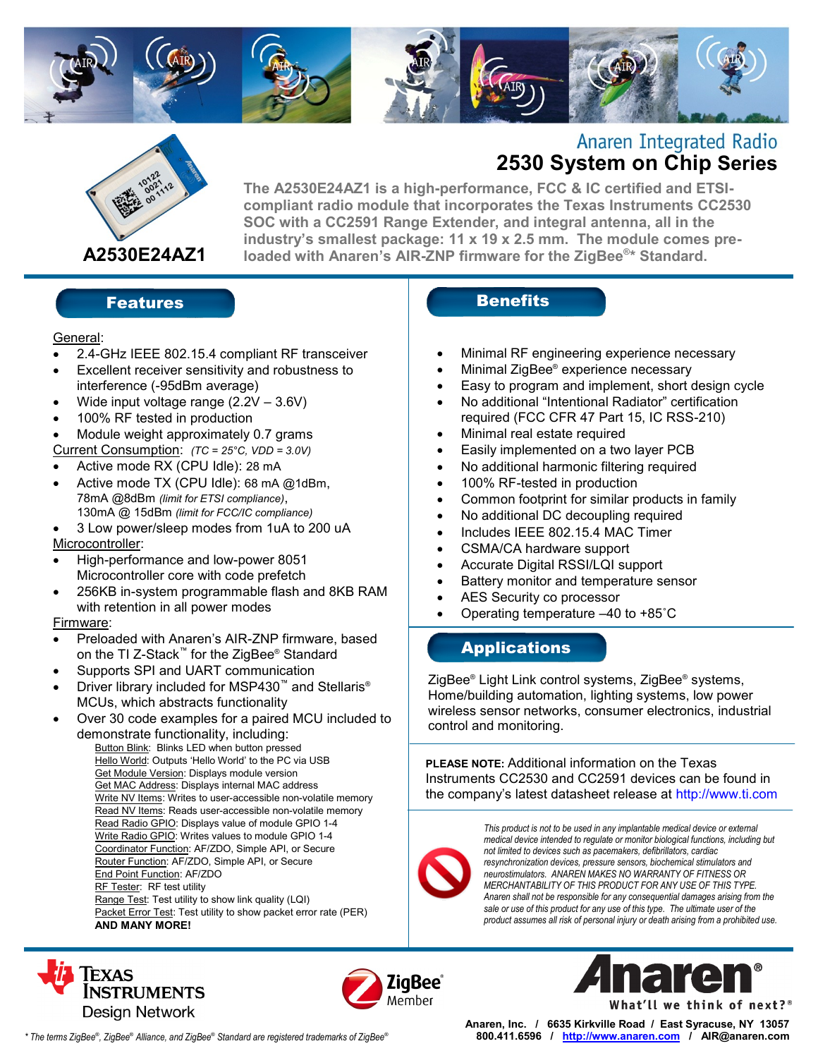# Anaren Integrated Radio

# 2530 System on Chip Series

**A2530E24AZ1**

**The A2530E24AZ1 is a high-performance, FCC & IC certified and ETSI-compliant radio module that incorporates the Texas Instruments CC2530 SOC with a CC2591 Range Extender, and integral antenna, all in the industry's smallest package: 11 x 19 x 2.5 mm. The module comes pre-loaded with Anaren's AIR-ZNP firmware for the ZigBee®* Standard.**

## Features

General:

- 2.4-GHz IEEE 802.15.4 compliant RF transceiver
- Excellent receiver sensitivity and robustness to interference (-95dBm average)
- Wide input voltage range (2.2V – 3.6V)
- 100% RF tested in production
- Module weight approximately 0.7 grams

Current Consumption: *(TC = 25°C, VDD = 3.0V)*

- Active mode RX (CPU Idle): 28 mA
- Active mode TX (CPU Idle): 68 mA @1dBm, 78mA @8dBm *(limit for ETSI compliance)*, 130mA @ 15dBm *(limit for FCC/IC compliance)*
- 3 Low power/sleep modes from 1uA to 200 uA

Microcontroller:

- High-performance and low-power 8051 Microcontroller core with code prefetch
- 256KB in-system programmable flash and 8KB RAM with retention in all power modes

Firmware:

- Preloaded with Anaren's AIR-ZNP firmware, based on the TI Z-Stack™ for the ZigBee® Standard
- Supports SPI and UART communication
- Driver library included for MSP430™ and Stellaris® MCUs, which abstracts functionality
- Over 30 code examples for a paired MCU included to demonstrate functionality, including:
  - Button Blink: Blinks LED when button pressed
  - Hello World: Outputs 'Hello World' to the PC via USB
  - Get Module Version: Displays module version
  - Get MAC Address: Displays internal MAC address
  - Write NV Items: Writes to user-accessible non-volatile memory
  - Read NV Items: Reads user-accessible non-volatile memory
  - Read Radio GPIO: Displays value of module GPIO 1-4
  - Write Radio GPIO: Writes values to module GPIO 1-4
  - Coordinator Function: AF/ZDO, Simple API, or Secure
  - Router Function: AF/ZDO, Simple API, or Secure
  - End Point Function: AF/ZDO
  - RF Tester: RF test utility
  - Range Test: Test utility to show link quality (LQI)
  - Packet Error Test: Test utility to show packet error rate (PER)
  - **AND MANY MORE!**

## Benefits

- Minimal RF engineering experience necessary
- Minimal ZigBee® experience necessary
- Easy to program and implement, short design cycle
- No additional "Intentional Radiator" certification required (FCC CFR 47 Part 15, IC RSS-210)
- Minimal real estate required
- Easily implemented on a two layer PCB
- No additional harmonic filtering required
- 100% RF-tested in production
- Common footprint for similar products in family
- No additional DC decoupling required
- Includes IEEE 802.15.4 MAC Timer
- CSMA/CA hardware support
- Accurate Digital RSSI/LQI support
- Battery monitor and temperature sensor
- AES Security co processor
- Operating temperature –40 to +85˚C

## Applications

ZigBee® Light Link control systems, ZigBee® systems, Home/building automation, lighting systems, low power wireless sensor networks, consumer electronics, industrial control and monitoring.

**PLEASE NOTE:** Additional information on the Texas Instruments CC2530 and CC2591 devices can be found in the company's latest datasheet release at http://www.ti.com

*This product is not to be used in any implantable medical device or external medical device intended to regulate or monitor biological functions, including but not limited to devices such as pacemakers, defibrillators, cardiac resynchronization devices, pressure sensors, biochemical stimulators and neurostimulators. ANAREN MAKES NO WARRANTY OF FITNESS OR MERCHANTABILITY OF THIS PRODUCT FOR ANY USE OF THIS TYPE. Anaren shall not be responsible for any consequential damages arising from the sale or use of this product for any use of this type. The ultimate user of the product assumes all risk of personal injury or death arising from a prohibited use.*

Texas Instruments Design Network

ZigBee Member

Anaren® What'll we think of next?®

**Anaren, Inc. / 6635 Kirkville Road / East Syracuse, NY 13057**
**800.411.6596 / http://www.anaren.com / AIR@anaren.com**

*\* The terms ZigBee®, ZigBee® Alliance, and ZigBee® Standard are registered trademarks of ZigBee®*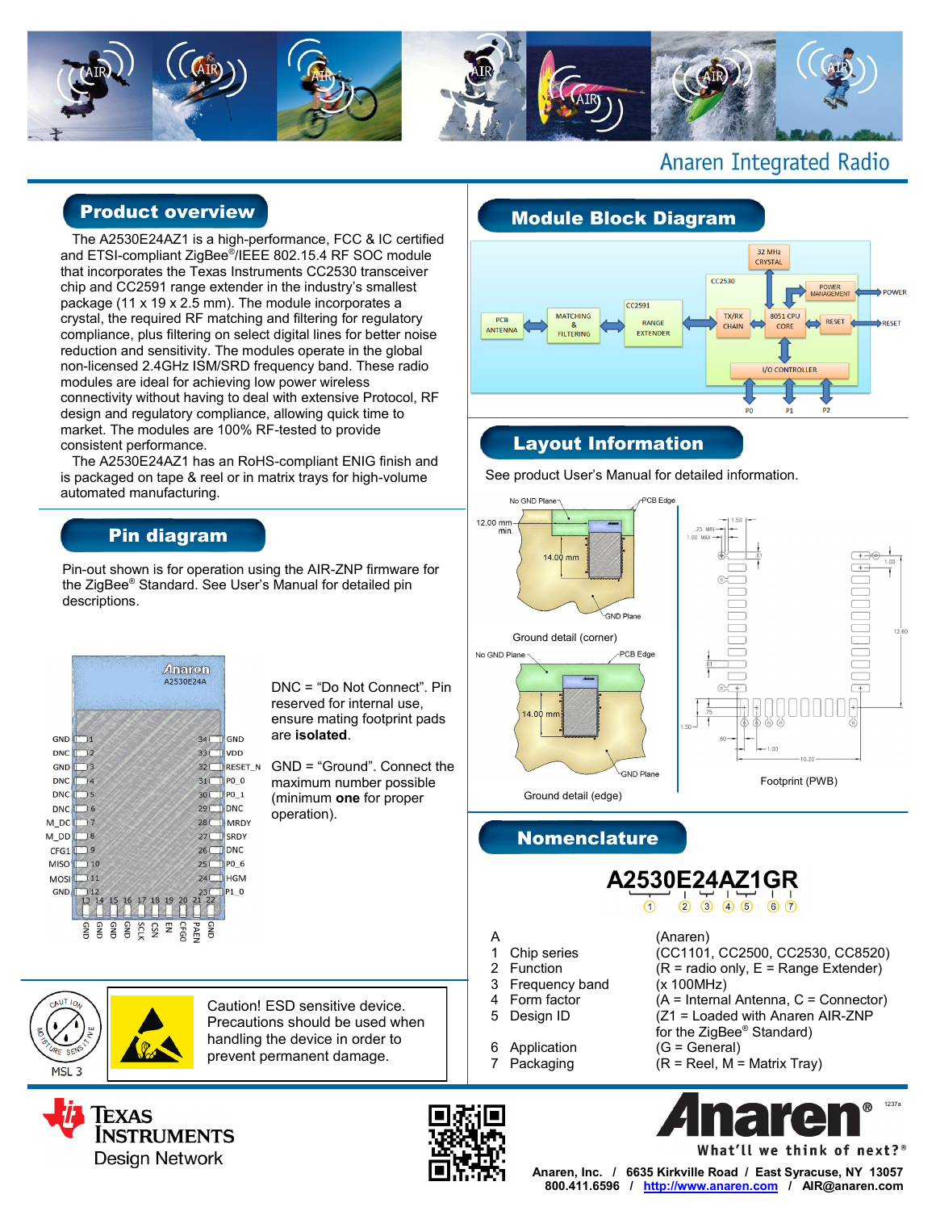Anaren Integrated Radio

## Product overview

The A2530E24AZ1 is a high-performance, FCC & IC certified and ETSI-compliant ZigBee®/IEEE 802.15.4 RF SOC module that incorporates the Texas Instruments CC2530 transceiver chip and CC2591 range extender in the industry's smallest package (11 x 19 x 2.5 mm). The module incorporates a crystal, the required RF matching and filtering for regulatory compliance, plus filtering on select digital lines for better noise reduction and sensitivity. The modules operate in the global non-licensed 2.4GHz ISM/SRD frequency band. These radio modules are ideal for achieving low power wireless connectivity without having to deal with extensive Protocol, RF design and regulatory compliance, allowing quick time to market. The modules are 100% RF-tested to provide consistent performance.

The A2530E24AZ1 has an RoHS-compliant ENIG finish and is packaged on tape & reel or in matrix trays for high-volume automated manufacturing.

## Pin diagram

Pin-out shown is for operation using the AIR-ZNP firmware for the ZigBee® Standard. See User's Manual for detailed pin descriptions.

Anaren
A2530E24A

GND 1, DNC 2, GND 3, DNC 4, DNC 5, DNC 6, M_DC 7, M_DD 8, CFG1 9, MISO 10, MOSI 11, GND 12

13 GND, 14 GND, 15 GND, 16 GND, 17 SCLK, 18 CSN, 19 EN, 20 CFG0, 21 PAEN, 22 GND

23 P1_0, 24 HGM, 25 P0_6, 26 DNC, 27 SRDY, 28 MRDY, 29 DNC, 30 P0_1, 31 P0_0, 32 RESET_N, 33 VDD, 34 GND

DNC = "Do Not Connect". Pin reserved for internal use, ensure mating footprint pads are **isolated**.

GND = "Ground". Connect the maximum number possible (minimum **one** for proper operation).

MSL 3

Caution! ESD sensitive device. Precautions should be used when handling the device in order to prevent permanent damage.

## Module Block Diagram

32 MHz CRYSTAL
CC2530
POWER MANAGEMENT
POWER
CC2591
PCB ANTENNA
MATCHING & FILTERING
RANGE EXTENDER
TX/RX CHAIN
8051 CPU CORE
RESET
RESET
I/O CONTROLLER
P0
P1
P2

## Layout Information

See product User's Manual for detailed information.

No GND Plane
PCB Edge
12.00 mm min.
14.00 mm
GND Plane

Ground detail (corner)

No GND Plane
PCB Edge
14.00 mm
GND Plane

Ground detail (edge)

1.50
.25 MIN
1.00 MAX
.61
1.00
12.60
.61
1.50
.75
.60
1.00
10.20

Footprint (PWB)

## Nomenclature

**A2530E24AZ1GR**

| | | |
|---|---|---|
| A | | (Anaren) |
| 1 | Chip series | (CC1101, CC2500, CC2530, CC8520) |
| 2 | Function | (R = radio only, E = Range Extender) |
| 3 | Frequency band | (x 100MHz) |
| 4 | Form factor | (A = Internal Antenna, C = Connector) |
| 5 | Design ID | (Z1 = Loaded with Anaren AIR-ZNP for the ZigBee® Standard) |
| 6 | Application | (G = General) |
| 7 | Packaging | (R = Reel, M = Matrix Tray) |

Texas Instruments Design Network

Anaren® What'll we think of next?®

1237a

Anaren, Inc. / 6635 Kirkville Road / East Syracuse, NY 13057
800.411.6596 / http://www.anaren.com / AIR@anaren.com